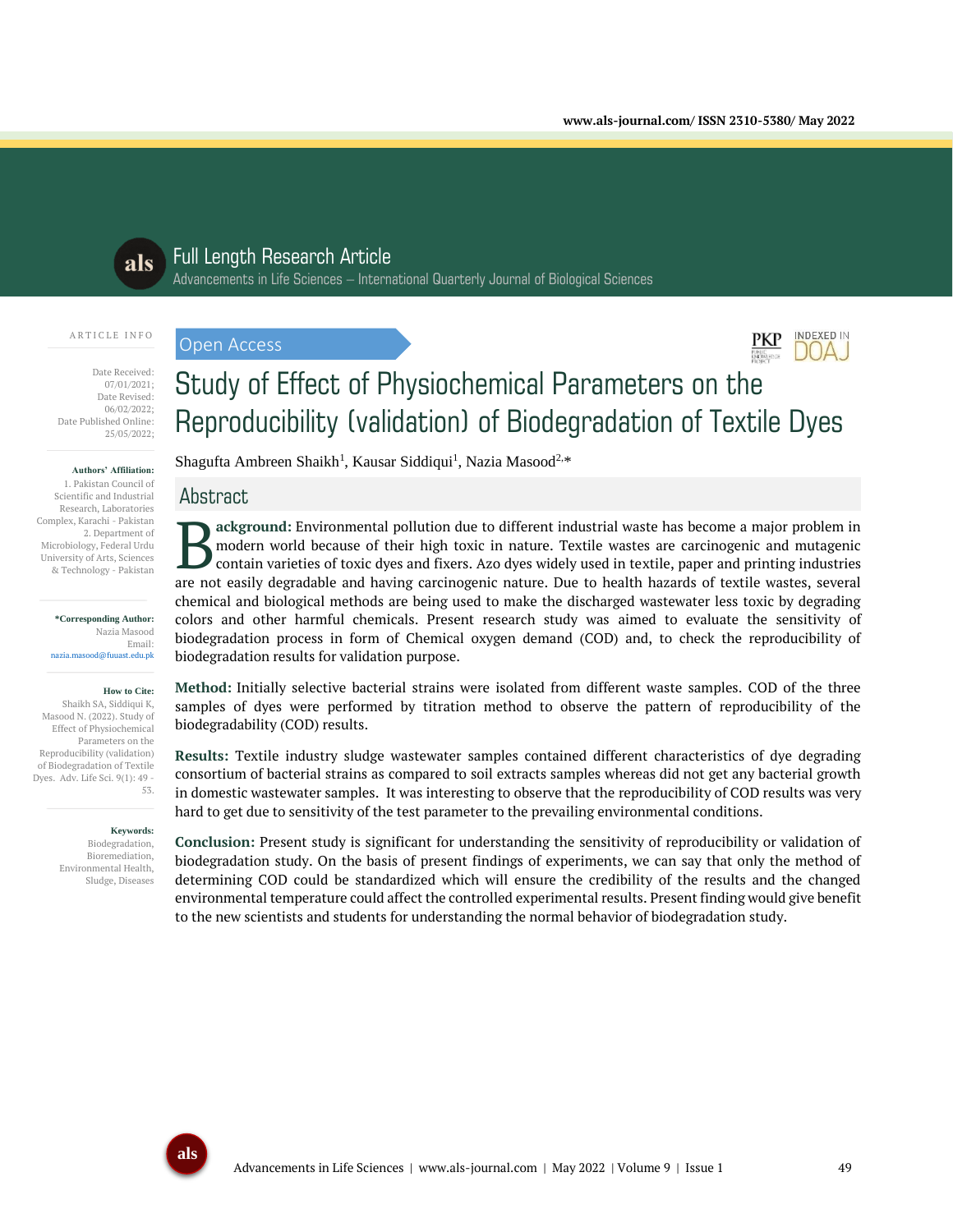Full Length Research Article

Advancements in Life Sciences – International Quarterly Journal of Biological Sciences

ARTICLE INFO

Date Received: 07/01/2021;
Date Revised: 06/02/2022;
Date Published Online: 25/05/2022;

**Authors' Affiliation:**
1. Pakistan Council of Scientific and Industrial Research, Laboratories Complex, Karachi - Pakistan
2. Department of Microbiology, Federal Urdu University of Arts, Sciences & Technology - Pakistan

***Corresponding Author:**
Nazia Masood
Email: nazia.masood@fuuast.edu.pk

**How to Cite:**
Shaikh SA, Siddiqui K, Masood N. (2022). Study of Effect of Physiochemical Parameters on the Reproducibility (validation) of Biodegradation of Textile Dyes. Adv. Life Sci. 9(1): 49 - 53.

**Keywords:**
Biodegradation, Bioremediation, Environmental Health, Sludge, Diseases

Open Access

# Study of Effect of Physiochemical Parameters on the Reproducibility (validation) of Biodegradation of Textile Dyes

Shagufta Ambreen Shaikh[1], Kausar Siddiqui[1], Nazia Masood[2,*]

## Abstract

**Background:** Environmental pollution due to different industrial waste has become a major problem in modern world because of their high toxic in nature. Textile wastes are carcinogenic and mutagenic contain varieties of toxic dyes and fixers. Azo dyes widely used in textile, paper and printing industries are not easily degradable and having carcinogenic nature. Due to health hazards of textile wastes, several chemical and biological methods are being used to make the discharged wastewater less toxic by degrading colors and other harmful chemicals. Present research study was aimed to evaluate the sensitivity of biodegradation process in form of Chemical oxygen demand (COD) and, to check the reproducibility of biodegradation results for validation purpose.

**Method:** Initially selective bacterial strains were isolated from different waste samples. COD of the three samples of dyes were performed by titration method to observe the pattern of reproducibility of the biodegradability (COD) results.

**Results:** Textile industry sludge wastewater samples contained different characteristics of dye degrading consortium of bacterial strains as compared to soil extracts samples whereas did not get any bacterial growth in domestic wastewater samples. It was interesting to observe that the reproducibility of COD results was very hard to get due to sensitivity of the test parameter to the prevailing environmental conditions.

**Conclusion:** Present study is significant for understanding the sensitivity of reproducibility or validation of biodegradation study. On the basis of present findings of experiments, we can say that only the method of determining COD could be standardized which will ensure the credibility of the results and the changed environmental temperature could affect the controlled experimental results. Present finding would give benefit to the new scientists and students for understanding the normal behavior of biodegradation study.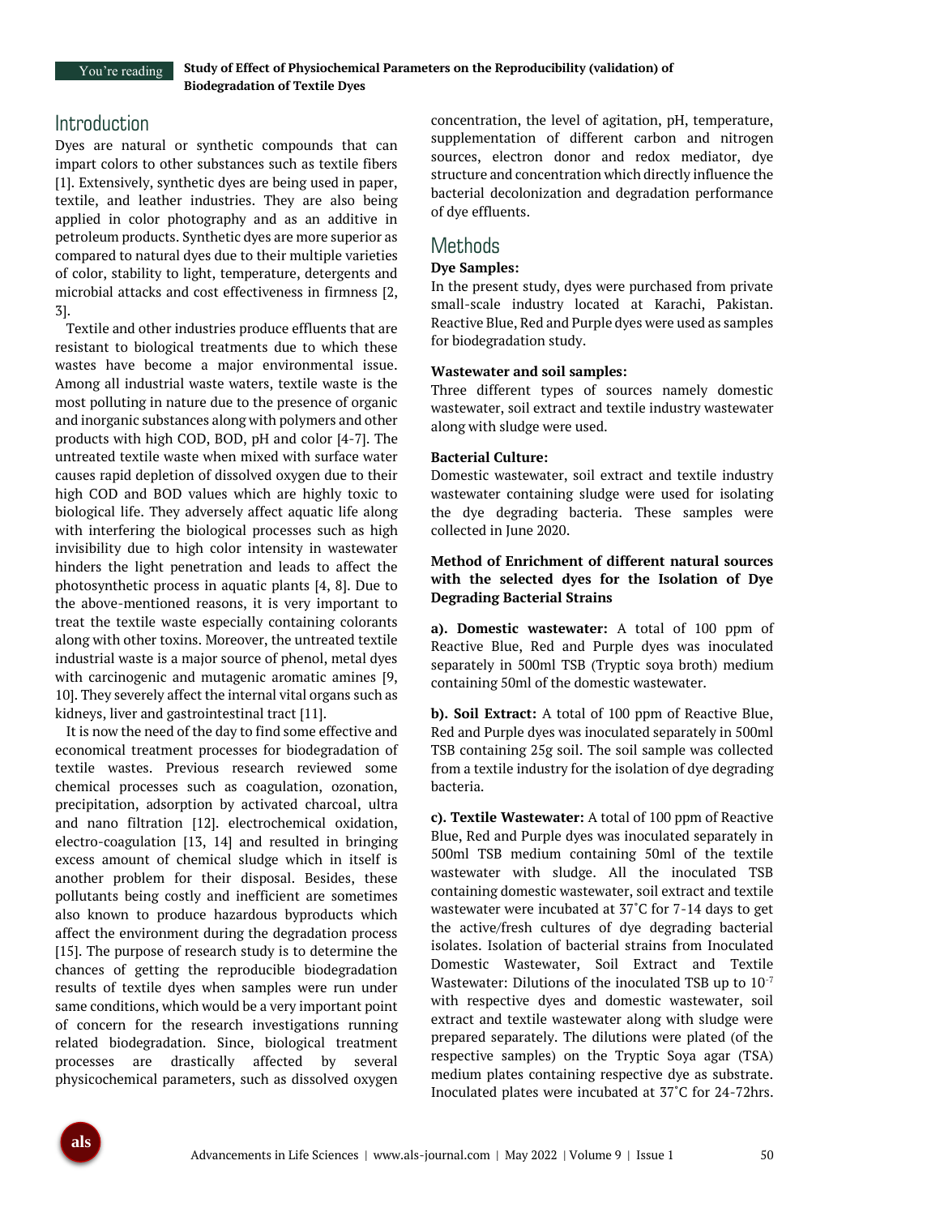## Introduction

Dyes are natural or synthetic compounds that can impart colors to other substances such as textile fibers [1]. Extensively, synthetic dyes are being used in paper, textile, and leather industries. They are also being applied in color photography and as an additive in petroleum products. Synthetic dyes are more superior as compared to natural dyes due to their multiple varieties of color, stability to light, temperature, detergents and microbial attacks and cost effectiveness in firmness [2, 3].

Textile and other industries produce effluents that are resistant to biological treatments due to which these wastes have become a major environmental issue. Among all industrial waste waters, textile waste is the most polluting in nature due to the presence of organic and inorganic substances along with polymers and other products with high COD, BOD, pH and color [4-7]. The untreated textile waste when mixed with surface water causes rapid depletion of dissolved oxygen due to their high COD and BOD values which are highly toxic to biological life. They adversely affect aquatic life along with interfering the biological processes such as high invisibility due to high color intensity in wastewater hinders the light penetration and leads to affect the photosynthetic process in aquatic plants [4, 8]. Due to the above-mentioned reasons, it is very important to treat the textile waste especially containing colorants along with other toxins. Moreover, the untreated textile industrial waste is a major source of phenol, metal dyes with carcinogenic and mutagenic aromatic amines [9, 10]. They severely affect the internal vital organs such as kidneys, liver and gastrointestinal tract [11].

It is now the need of the day to find some effective and economical treatment processes for biodegradation of textile wastes. Previous research reviewed some chemical processes such as coagulation, ozonation, precipitation, adsorption by activated charcoal, ultra and nano filtration [12]. electrochemical oxidation, electro-coagulation [13, 14] and resulted in bringing excess amount of chemical sludge which in itself is another problem for their disposal. Besides, these pollutants being costly and inefficient are sometimes also known to produce hazardous byproducts which affect the environment during the degradation process [15]. The purpose of research study is to determine the chances of getting the reproducible biodegradation results of textile dyes when samples were run under same conditions, which would be a very important point of concern for the research investigations running related biodegradation. Since, biological treatment processes are drastically affected by several physicochemical parameters, such as dissolved oxygen concentration, the level of agitation, pH, temperature, supplementation of different carbon and nitrogen sources, electron donor and redox mediator, dye structure and concentration which directly influence the bacterial decolonization and degradation performance of dye effluents.

## Methods

**Dye Samples:**

In the present study, dyes were purchased from private small-scale industry located at Karachi, Pakistan. Reactive Blue, Red and Purple dyes were used as samples for biodegradation study.

**Wastewater and soil samples:**

Three different types of sources namely domestic wastewater, soil extract and textile industry wastewater along with sludge were used.

**Bacterial Culture:**

Domestic wastewater, soil extract and textile industry wastewater containing sludge were used for isolating the dye degrading bacteria. These samples were collected in June 2020.

**Method of Enrichment of different natural sources with the selected dyes for the Isolation of Dye Degrading Bacterial Strains**

**a). Domestic wastewater:** A total of 100 ppm of Reactive Blue, Red and Purple dyes was inoculated separately in 500ml TSB (Tryptic soya broth) medium containing 50ml of the domestic wastewater.

**b). Soil Extract:** A total of 100 ppm of Reactive Blue, Red and Purple dyes was inoculated separately in 500ml TSB containing 25g soil. The soil sample was collected from a textile industry for the isolation of dye degrading bacteria.

**c). Textile Wastewater:** A total of 100 ppm of Reactive Blue, Red and Purple dyes was inoculated separately in 500ml TSB medium containing 50ml of the textile wastewater with sludge. All the inoculated TSB containing domestic wastewater, soil extract and textile wastewater were incubated at 37˚C for 7-14 days to get the active/fresh cultures of dye degrading bacterial isolates. Isolation of bacterial strains from Inoculated Domestic Wastewater, Soil Extract and Textile Wastewater: Dilutions of the inoculated TSB up to $10^{-7}$ with respective dyes and domestic wastewater, soil extract and textile wastewater along with sludge were prepared separately. The dilutions were plated (of the respective samples) on the Tryptic Soya agar (TSA) medium plates containing respective dye as substrate. Inoculated plates were incubated at 37˚C for 24-72hrs.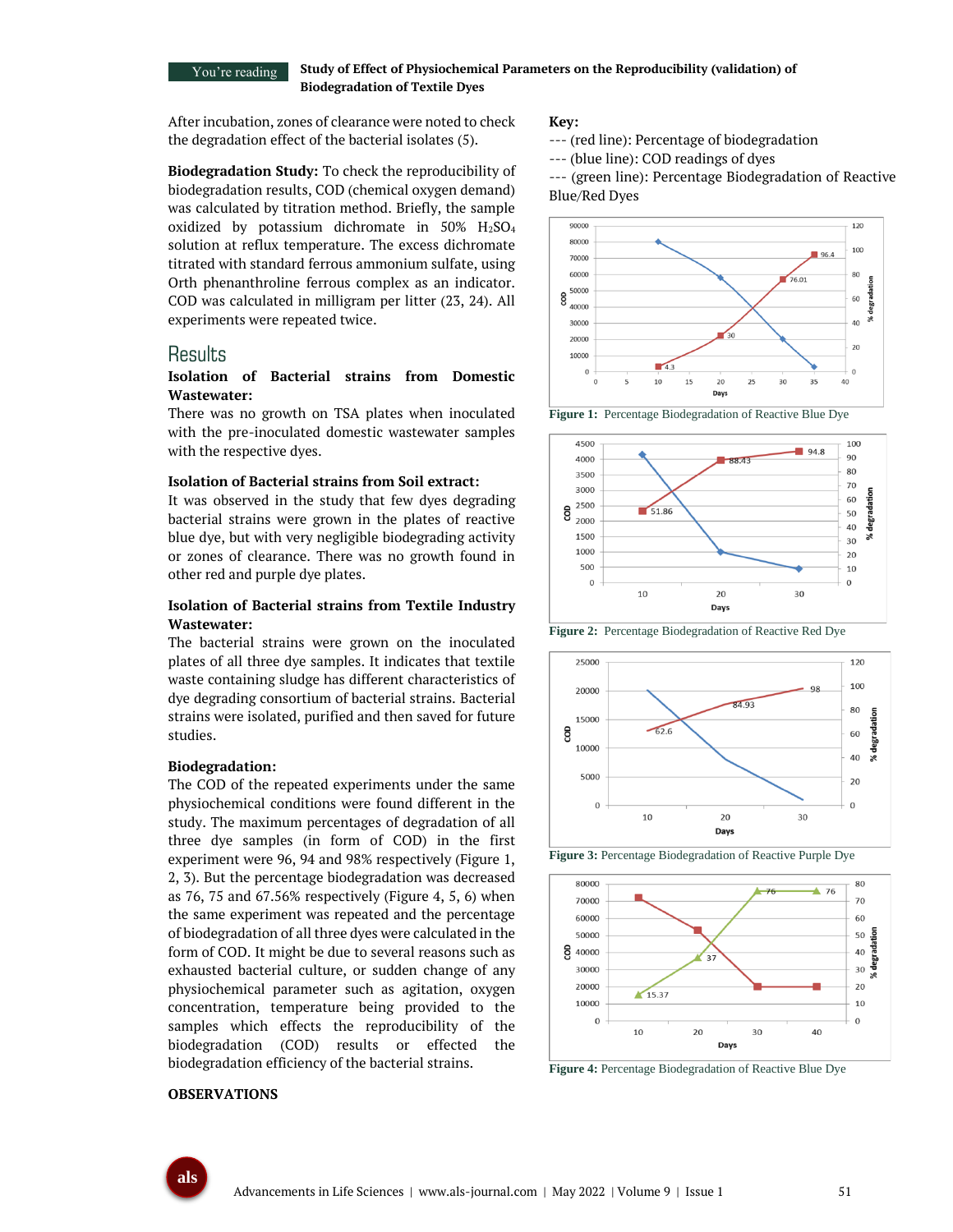After incubation, zones of clearance were noted to check the degradation effect of the bacterial isolates (5).

**Biodegradation Study:** To check the reproducibility of biodegradation results, COD (chemical oxygen demand) was calculated by titration method. Briefly, the sample oxidized by potassium dichromate in 50% $H_2SO_4$ solution at reflux temperature. The excess dichromate titrated with standard ferrous ammonium sulfate, using Orth phenanthroline ferrous complex as an indicator. COD was calculated in milligram per litter (23, 24). All experiments were repeated twice.

## Results

### Isolation of Bacterial strains from Domestic Wastewater:

There was no growth on TSA plates when inoculated with the pre-inoculated domestic wastewater samples with the respective dyes.

### Isolation of Bacterial strains from Soil extract:

It was observed in the study that few dyes degrading bacterial strains were grown in the plates of reactive blue dye, but with very negligible biodegrading activity or zones of clearance. There was no growth found in other red and purple dye plates.

### Isolation of Bacterial strains from Textile Industry Wastewater:

The bacterial strains were grown on the inoculated plates of all three dye samples. It indicates that textile waste containing sludge has different characteristics of dye degrading consortium of bacterial strains. Bacterial strains were isolated, purified and then saved for future studies.

### Biodegradation:

The COD of the repeated experiments under the same physiochemical conditions were found different in the study. The maximum percentages of degradation of all three dye samples (in form of COD) in the first experiment were 96, 94 and 98% respectively (Figure 1, 2, 3). But the percentage biodegradation was decreased as 76, 75 and 67.56% respectively (Figure 4, 5, 6) when the same experiment was repeated and the percentage of biodegradation of all three dyes were calculated in the form of COD. It might be due to several reasons such as exhausted bacterial culture, or sudden change of any physiochemical parameter such as agitation, oxygen concentration, temperature being provided to the samples which effects the reproducibility of the biodegradation (COD) results or effected the biodegradation efficiency of the bacterial strains.

**OBSERVATIONS**

**Key:**

--- (red line): Percentage of biodegradation

--- (blue line): COD readings of dyes

--- (green line): Percentage Biodegradation of Reactive Blue/Red Dyes

**Figure 1:** Percentage Biodegradation of Reactive Blue Dye

**Figure 2:** Percentage Biodegradation of Reactive Red Dye

**Figure 3:** Percentage Biodegradation of Reactive Purple Dye

**Figure 4:** Percentage Biodegradation of Reactive Blue Dye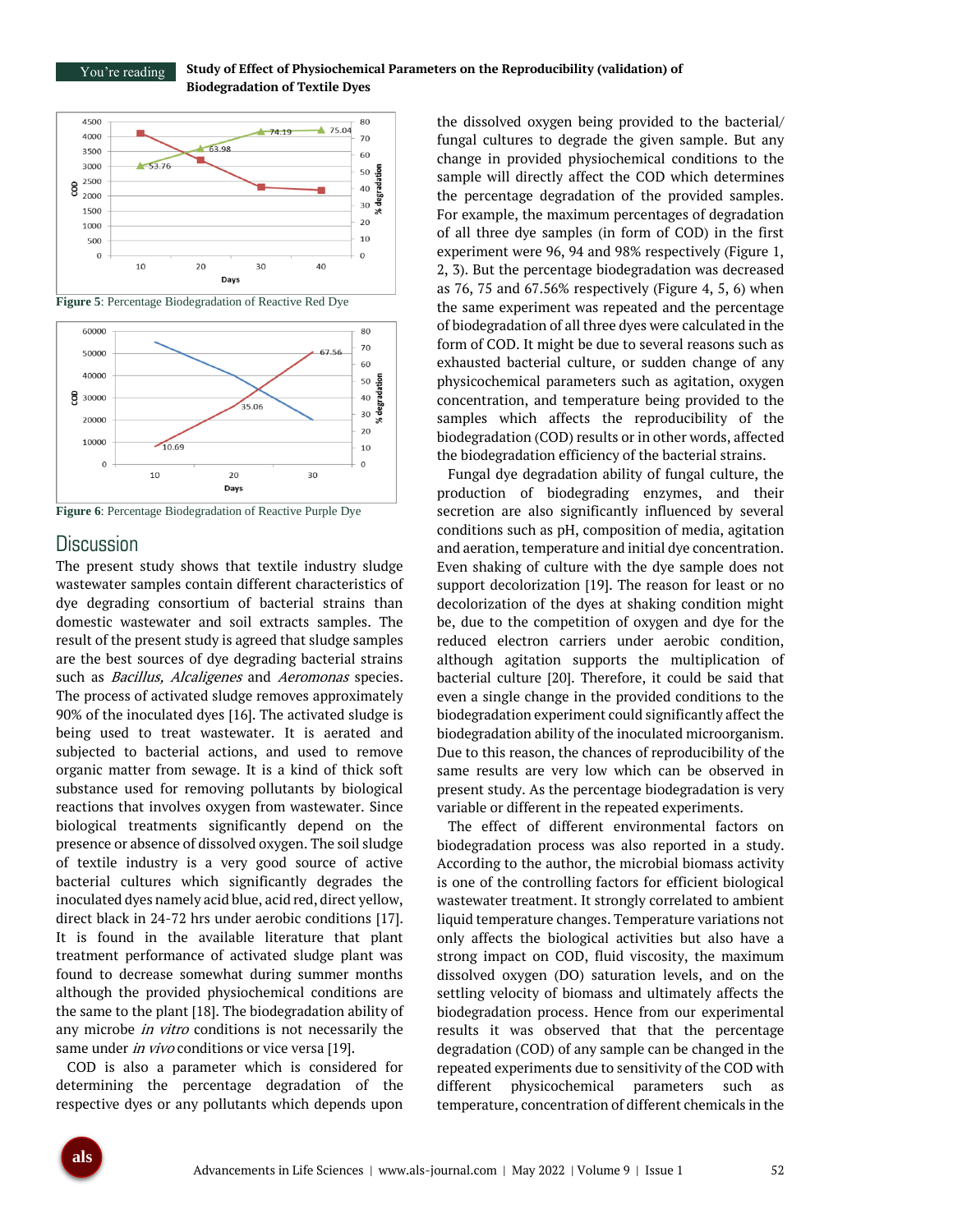Figure 5: Percentage Biodegradation of Reactive Red Dye

Figure 6: Percentage Biodegradation of Reactive Purple Dye

## Discussion

The present study shows that textile industry sludge wastewater samples contain different characteristics of dye degrading consortium of bacterial strains than domestic wastewater and soil extracts samples. The result of the present study is agreed that sludge samples are the best sources of dye degrading bacterial strains such as *Bacillus, Alcaligenes* and *Aeromonas* species. The process of activated sludge removes approximately 90% of the inoculated dyes [16]. The activated sludge is being used to treat wastewater. It is aerated and subjected to bacterial actions, and used to remove organic matter from sewage. It is a kind of thick soft substance used for removing pollutants by biological reactions that involves oxygen from wastewater. Since biological treatments significantly depend on the presence or absence of dissolved oxygen. The soil sludge of textile industry is a very good source of active bacterial cultures which significantly degrades the inoculated dyes namely acid blue, acid red, direct yellow, direct black in 24-72 hrs under aerobic conditions [17]. It is found in the available literature that plant treatment performance of activated sludge plant was found to decrease somewhat during summer months although the provided physiochemical conditions are the same to the plant [18]. The biodegradation ability of any microbe *in vitro* conditions is not necessarily the same under *in vivo* conditions or vice versa [19].

COD is also a parameter which is considered for determining the percentage degradation of the respective dyes or any pollutants which depends upon the dissolved oxygen being provided to the bacterial/fungal cultures to degrade the given sample. But any change in provided physiochemical conditions to the sample will directly affect the COD which determines the percentage degradation of the provided samples. For example, the maximum percentages of degradation of all three dye samples (in form of COD) in the first experiment were 96, 94 and 98% respectively (Figure 1, 2, 3). But the percentage biodegradation was decreased as 76, 75 and 67.56% respectively (Figure 4, 5, 6) when the same experiment was repeated and the percentage of biodegradation of all three dyes were calculated in the form of COD. It might be due to several reasons such as exhausted bacterial culture, or sudden change of any physicochemical parameters such as agitation, oxygen concentration, and temperature being provided to the samples which affects the reproducibility of the biodegradation (COD) results or in other words, affected the biodegradation efficiency of the bacterial strains.

Fungal dye degradation ability of fungal culture, the production of biodegrading enzymes, and their secretion are also significantly influenced by several conditions such as pH, composition of media, agitation and aeration, temperature and initial dye concentration. Even shaking of culture with the dye sample does not support decolorization [19]. The reason for least or no decolorization of the dyes at shaking condition might be, due to the competition of oxygen and dye for the reduced electron carriers under aerobic condition, although agitation supports the multiplication of bacterial culture [20]. Therefore, it could be said that even a single change in the provided conditions to the biodegradation experiment could significantly affect the biodegradation ability of the inoculated microorganism. Due to this reason, the chances of reproducibility of the same results are very low which can be observed in present study. As the percentage biodegradation is very variable or different in the repeated experiments.

The effect of different environmental factors on biodegradation process was also reported in a study. According to the author, the microbial biomass activity is one of the controlling factors for efficient biological wastewater treatment. It strongly correlated to ambient liquid temperature changes. Temperature variations not only affects the biological activities but also have a strong impact on COD, fluid viscosity, the maximum dissolved oxygen (DO) saturation levels, and on the settling velocity of biomass and ultimately affects the biodegradation process. Hence from our experimental results it was observed that that the percentage degradation (COD) of any sample can be changed in the repeated experiments due to sensitivity of the COD with different physicochemical parameters such as temperature, concentration of different chemicals in the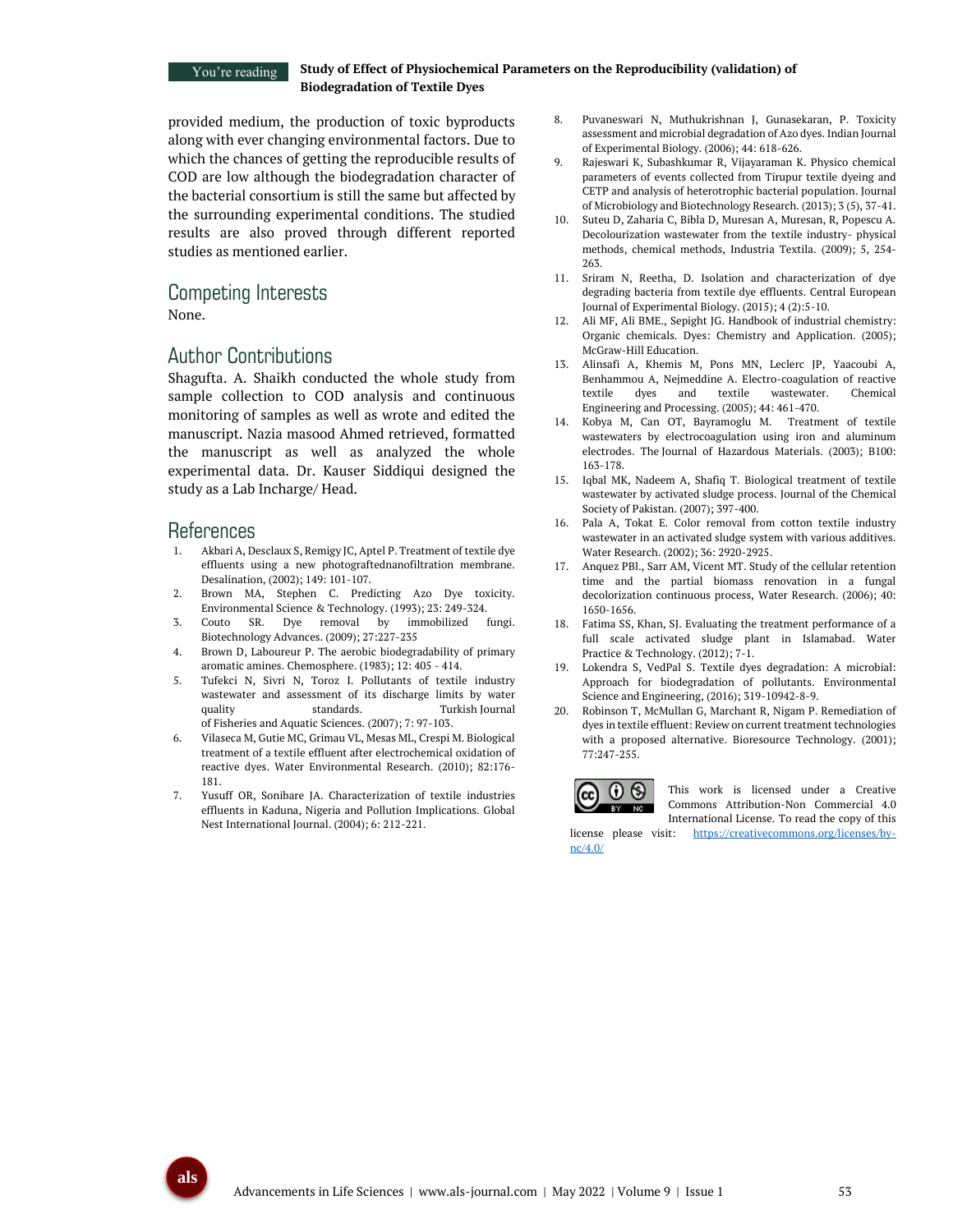provided medium, the production of toxic byproducts along with ever changing environmental factors. Due to which the chances of getting the reproducible results of COD are low although the biodegradation character of the bacterial consortium is still the same but affected by the surrounding experimental conditions. The studied results are also proved through different reported studies as mentioned earlier.

## Competing Interests

None.

## Author Contributions

Shagufta. A. Shaikh conducted the whole study from sample collection to COD analysis and continuous monitoring of samples as well as wrote and edited the manuscript. Nazia masood Ahmed retrieved, formatted the manuscript as well as analyzed the whole experimental data. Dr. Kauser Siddiqui designed the study as a Lab Incharge/ Head.

## References

1. Akbari A, Desclaux S, Remigy JC, Aptel P. Treatment of textile dye effluents using a new photograftednanofiltration membrane. Desalination, (2002); 149: 101-107.
2. Brown MA, Stephen C. Predicting Azo Dye toxicity. Environmental Science & Technology. (1993); 23: 249-324.
3. Couto SR. Dye removal by immobilized fungi. Biotechnology Advances. (2009); 27:227-235
4. Brown D, Laboureur P. The aerobic biodegradability of primary aromatic amines. Chemosphere. (1983); 12: 405 - 414.
5. Tufekci N, Sivri N, Toroz I. Pollutants of textile industry wastewater and assessment of its discharge limits by water quality standards. Turkish Journal of Fisheries and Aquatic Sciences. (2007); 7: 97-103.
6. Vilaseca M, Gutie MC, Grimau VL, Mesas ML, Crespi M. Biological treatment of a textile effluent after electrochemical oxidation of reactive dyes. Water Environmental Research. (2010); 82:176-181.
7. Yusuff OR, Sonibare JA. Characterization of textile industries effluents in Kaduna, Nigeria and Pollution Implications. Global Nest International Journal. (2004); 6: 212-221.
8. Puvaneswari N, Muthukrishnan J, Gunasekaran, P. Toxicity assessment and microbial degradation of Azo dyes. Indian Journal of Experimental Biology. (2006); 44: 618-626.
9. Rajeswari K, Subashkumar R, Vijayaraman K. Physico chemical parameters of events collected from Tirupur textile dyeing and CETP and analysis of heterotrophic bacterial population. Journal of Microbiology and Biotechnology Research. (2013); 3 (5), 37-41.
10. Suteu D, Zaharia C, Bibla D, Muresan A, Muresan, R, Popescu A. Decolourization wastewater from the textile industry- physical methods, chemical methods, Industria Textila. (2009); 5, 254-263.
11. Sriram N, Reetha, D. Isolation and characterization of dye degrading bacteria from textile dye effluents. Central European Journal of Experimental Biology. (2015); 4 (2):5-10.
12. Ali MF, Ali BME., Sepight JG. Handbook of industrial chemistry: Organic chemicals. Dyes: Chemistry and Application. (2005); McGraw-Hill Education.
13. Alinsafi A, Khemis M, Pons MN, Leclerc JP, Yaacoubi A, Benhammou A, Nejmeddine A. Electro-coagulation of reactive textile dyes and textile wastewater. Chemical Engineering and Processing. (2005); 44: 461-470.
14. Kobya M, Can OT, Bayramoglu M. Treatment of textile wastewaters by electrocoagulation using iron and aluminum electrodes. The Journal of Hazardous Materials. (2003); B100: 163-178.
15. Iqbal MK, Nadeem A, Shafiq T. Biological treatment of textile wastewater by activated sludge process. Journal of the Chemical Society of Pakistan. (2007); 397-400.
16. Pala A, Tokat E. Color removal from cotton textile industry wastewater in an activated sludge system with various additives. Water Research. (2002); 36: 2920-2925.
17. Anquez PBl., Sarr AM, Vicent MT. Study of the cellular retention time and the partial biomass renovation in a fungal decolorization continuous process, Water Research. (2006); 40: 1650-1656.
18. Fatima SS, Khan, SJ. Evaluating the treatment performance of a full scale activated sludge plant in Islamabad. Water Practice & Technology. (2012); 7-1.
19. Lokendra S, VedPal S. Textile dyes degradation: A microbial: Approach for biodegradation of pollutants. Environmental Science and Engineering, (2016); 319-10942-8-9.
20. Robinson T, McMullan G, Marchant R, Nigam P. Remediation of dyes in textile effluent: Review on current treatment technologies with a proposed alternative. Bioresource Technology. (2001); 77:247-255.

This work is licensed under a Creative Commons Attribution-Non Commercial 4.0 International License. To read the copy of this license please visit: https://creativecommons.org/licenses/by-nc/4.0/